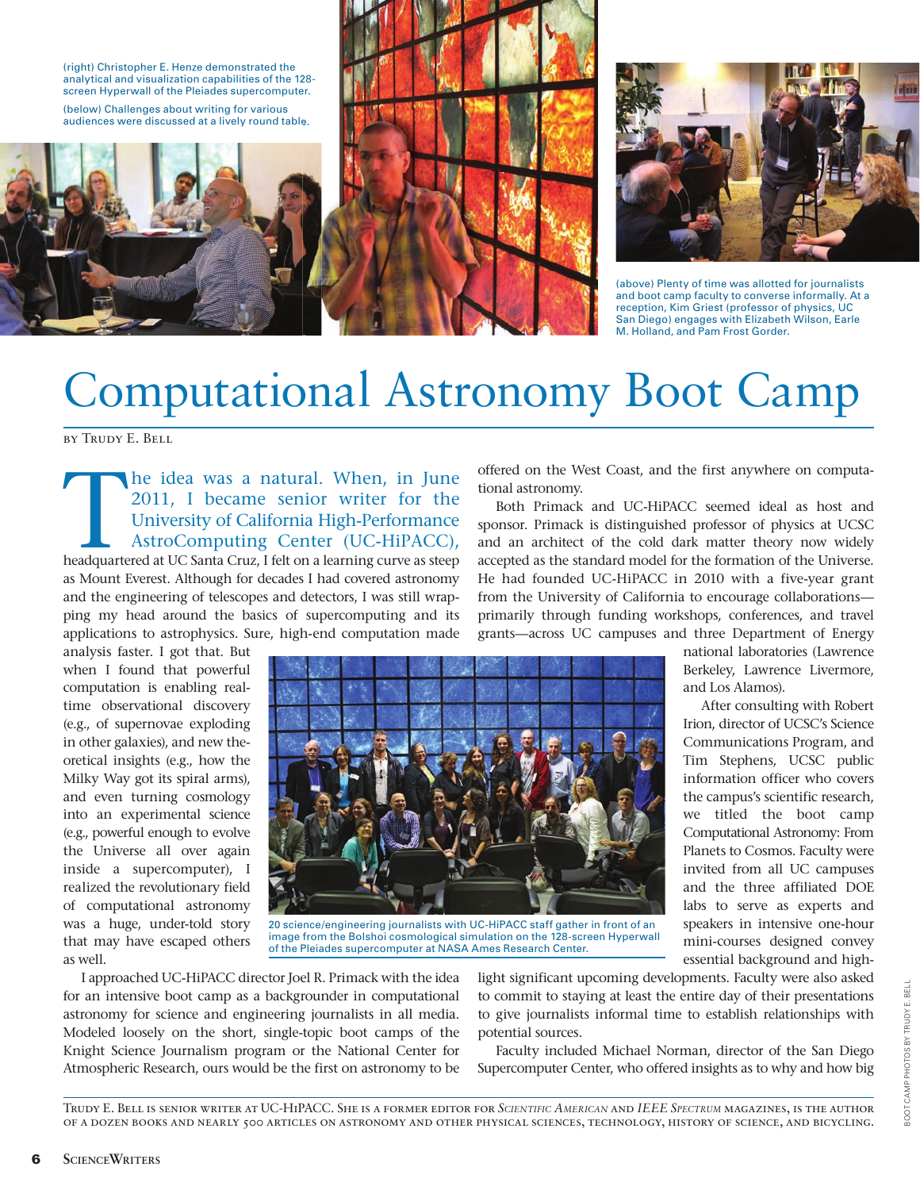(right) Christopher E. Henze demonstrated the analytical and visualization capabilities of the 128-screen Hyperwall of the Pleiades supercomputer.

(below) Challenges about writing for various audiences were discussed at a lively round table.

(above) Plenty of time was allotted for journalists and boot camp faculty to converse informally. At a reception, Kim Griest (professor of physics, UC San Diego) engages with Elizabeth Wilson, Earle M. Holland, and Pam Frost Gorder.

# Computational Astronomy Boot Camp

By Trudy E. Bell

The idea was a natural. When, in June 2011, I became senior writer for the University of California High-Performance AstroComputing Center (UC-HiPACC), headquartered at UC Santa Cruz, I felt on a learning curve as steep as Mount Everest. Although for decades I had covered astronomy and the engineering of telescopes and detectors, I was still wrapping my head around the basics of supercomputing and its applications to astrophysics. Sure, high-end computation made analysis faster. I got that. But when I found that powerful computation is enabling real-time observational discovery (e.g., of supernovae exploding in other galaxies), and new theoretical insights (e.g., how the Milky Way got its spiral arms), and even turning cosmology into an experimental science (e.g., powerful enough to evolve the Universe all over again inside a supercomputer), I realized the revolutionary field of computational astronomy was a huge, under-told story that may have escaped others as well.

20 science/engineering journalists with UC-HiPACC staff gather in front of an image from the Bolshoi cosmological simulation on the 128-screen Hyperwall of the Pleiades supercomputer at NASA Ames Research Center.

I approached UC-HiPACC director Joel R. Primack with the idea for an intensive boot camp as a backgrounder in computational astronomy for science and engineering journalists in all media. Modeled loosely on the short, single-topic boot camps of the Knight Science Journalism program or the National Center for Atmospheric Research, ours would be the first on astronomy to be offered on the West Coast, and the first anywhere on computational astronomy.

Both Primack and UC-HiPACC seemed ideal as host and sponsor. Primack is distinguished professor of physics at UCSC and an architect of the cold dark matter theory now widely accepted as the standard model for the formation of the Universe. He had founded UC-HiPACC in 2010 with a five-year grant from the University of California to encourage collaborations—primarily through funding workshops, conferences, and travel grants—across UC campuses and three Department of Energy national laboratories (Lawrence Berkeley, Lawrence Livermore, and Los Alamos).

After consulting with Robert Irion, director of UCSC's Science Communications Program, and Tim Stephens, UCSC public information officer who covers the campus's scientific research, we titled the boot camp Computational Astronomy: From Planets to Cosmos. Faculty were invited from all UC campuses and the three affiliated DOE labs to serve as experts and speakers in intensive one-hour mini-courses designed convey essential background and highlight significant upcoming developments. Faculty were also asked to commit to staying at least the entire day of their presentations to give journalists informal time to establish relationships with potential sources.

Faculty included Michael Norman, director of the San Diego Supercomputer Center, who offered insights as to why and how big

Trudy E. Bell is senior writer at UC-HiPACC. She is a former editor for *Scientific American* and *IEEE Spectrum* magazines, is the author of a dozen books and nearly 500 articles on astronomy and other physical sciences, technology, history of science, and bicycling.

Boot camp photos by Trudy E. Bell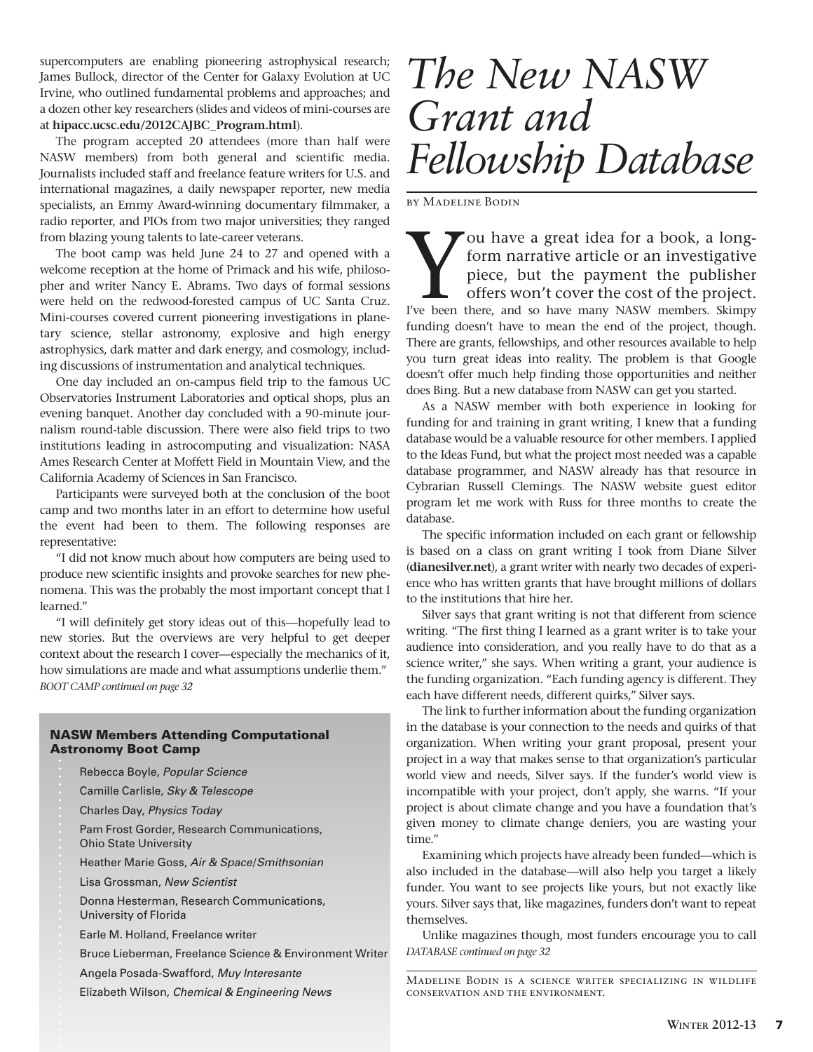supercomputers are enabling pioneering astrophysical research; James Bullock, director of the Center for Galaxy Evolution at UC Irvine, who outlined fundamental problems and approaches; and a dozen other key researchers (slides and videos of mini-courses are at **hipacc.ucsc.edu/2012CAJBC_Program.html**).

The program accepted 20 attendees (more than half were NASW members) from both general and scientific media. Journalists included staff and freelance feature writers for U.S. and international magazines, a daily newspaper reporter, new media specialists, an Emmy Award-winning documentary filmmaker, a radio reporter, and PIOs from two major universities; they ranged from blazing young talents to late-career veterans.

The boot camp was held June 24 to 27 and opened with a welcome reception at the home of Primack and his wife, philosopher and writer Nancy E. Abrams. Two days of formal sessions were held on the redwood-forested campus of UC Santa Cruz. Mini-courses covered current pioneering investigations in planetary science, stellar astronomy, explosive and high energy astrophysics, dark matter and dark energy, and cosmology, including discussions of instrumentation and analytical techniques.

One day included an on-campus field trip to the famous UC Observatories Instrument Laboratories and optical shops, plus an evening banquet. Another day concluded with a 90-minute journalism round-table discussion. There were also field trips to two institutions leading in astrocomputing and visualization: NASA Ames Research Center at Moffett Field in Mountain View, and the California Academy of Sciences in San Francisco.

Participants were surveyed both at the conclusion of the boot camp and two months later in an effort to determine how useful the event had been to them. The following responses are representative:

"I did not know much about how computers are being used to produce new scientific insights and provoke searches for new phenomena. This was the probably the most important concept that I learned."

"I will definitely get story ideas out of this—hopefully lead to new stories. But the overviews are very helpful to get deeper context about the research I cover—especially the mechanics of it, how simulations are made and what assumptions underlie them."

*BOOT CAMP continued on page 32*

**NASW Members Attending Computational Astronomy Boot Camp**

- Rebecca Boyle, *Popular Science*
- Camille Carlisle, *Sky & Telescope*
- Charles Day, *Physics Today*
- Pam Frost Gorder, Research Communications, Ohio State University
- Heather Marie Goss, *Air & Space/Smithsonian*
- Lisa Grossman, *New Scientist*
- Donna Hesterman, Research Communications, University of Florida
- Earle M. Holland, Freelance writer
- Bruce Lieberman, Freelance Science & Environment Writer
- Angela Posada-Swafford, *Muy Interesante*
- Elizabeth Wilson, *Chemical & Engineering News*

# *The New NASW Grant and Fellowship Database*

BY MADELINE BODIN

You have a great idea for a book, a long-form narrative article or an investigative piece, but the payment the publisher offers won't cover the cost of the project. I've been there, and so have many NASW members. Skimpy funding doesn't have to mean the end of the project, though. There are grants, fellowships, and other resources available to help you turn great ideas into reality. The problem is that Google doesn't offer much help finding those opportunities and neither does Bing. But a new database from NASW can get you started.

As a NASW member with both experience in looking for funding for and training in grant writing, I knew that a funding database would be a valuable resource for other members. I applied to the Ideas Fund, but what the project most needed was a capable database programmer, and NASW already has that resource in Cybrarian Russell Clemings. The NASW website guest editor program let me work with Russ for three months to create the database.

The specific information included on each grant or fellowship is based on a class on grant writing I took from Diane Silver (**dianesilver.net**), a grant writer with nearly two decades of experience who has written grants that have brought millions of dollars to the institutions that hire her.

Silver says that grant writing is not that different from science writing. "The first thing I learned as a grant writer is to take your audience into consideration, and you really have to do that as a science writer," she says. When writing a grant, your audience is the funding organization. "Each funding agency is different. They each have different needs, different quirks," Silver says.

The link to further information about the funding organization in the database is your connection to the needs and quirks of that organization. When writing your grant proposal, present your project in a way that makes sense to that organization's particular world view and needs, Silver says. If the funder's world view is incompatible with your project, don't apply, she warns. "If your project is about climate change and you have a foundation that's given money to climate change deniers, you are wasting your time."

Examining which projects have already been funded—which is also included in the database—will also help you target a likely funder. You want to see projects like yours, but not exactly like yours. Silver says that, like magazines, funders don't want to repeat themselves.

Unlike magazines though, most funders encourage you to call

*DATABASE continued on page 32*

MADELINE BODIN IS A SCIENCE WRITER SPECIALIZING IN WILDLIFE CONSERVATION AND THE ENVIRONMENT.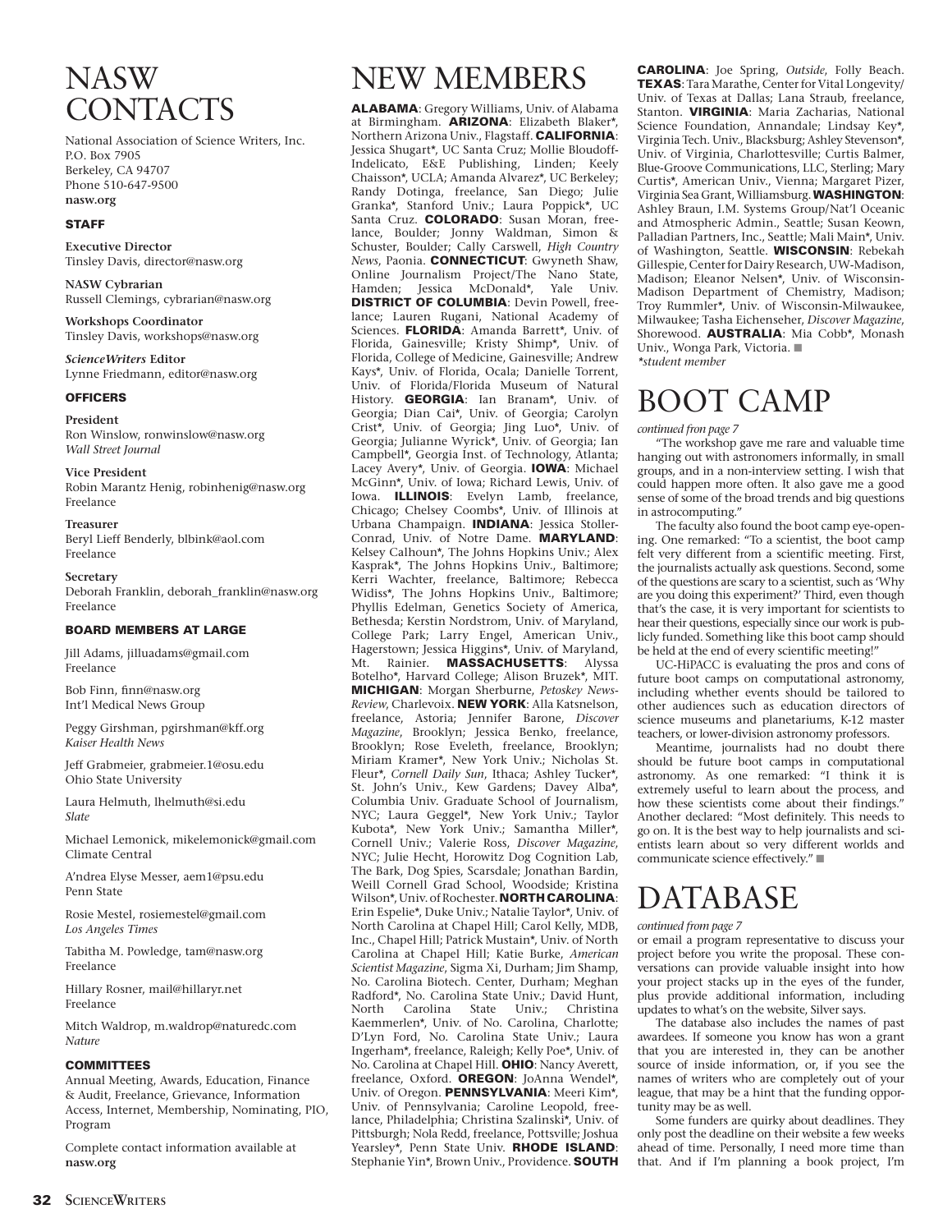# NASW CONTACTS

National Association of Science Writers, Inc.
P.O. Box 7905
Berkeley, CA 94707
Phone 510-647-9500
**nasw.org**

### STAFF

**Executive Director**
Tinsley Davis, director@nasw.org

**NASW Cybrarian**
Russell Clemings, cybrarian@nasw.org

**Workshops Coordinator**
Tinsley Davis, workshops@nasw.org

***ScienceWriters* Editor**
Lynne Friedmann, editor@nasw.org

### OFFICERS

**President**
Ron Winslow, ronwinslow@nasw.org
*Wall Street Journal*

**Vice President**
Robin Marantz Henig, robinhenig@nasw.org
Freelance

**Treasurer**
Beryl Lieff Benderly, blbink@aol.com
Freelance

**Secretary**
Deborah Franklin, deborah_franklin@nasw.org
Freelance

### BOARD MEMBERS AT LARGE

Jill Adams, jilluadams@gmail.com
Freelance

Bob Finn, finn@nasw.org
Int'l Medical News Group

Peggy Girshman, pgirshman@kff.org
*Kaiser Health News*

Jeff Grabmeier, grabmeier.1@osu.edu
Ohio State University

Laura Helmuth, lhelmuth@si.edu
*Slate*

Michael Lemonick, mikelemonick@gmail.com
Climate Central

A'ndrea Elyse Messer, aem1@psu.edu
Penn State

Rosie Mestel, rosiemestel@gmail.com
*Los Angeles Times*

Tabitha M. Powledge, tam@nasw.org
Freelance

Hillary Rosner, mail@hillaryr.net
Freelance

Mitch Waldrop, m.waldrop@naturedc.com
*Nature*

### COMMITTEES

Annual Meeting, Awards, Education, Finance & Audit, Freelance, Grievance, Information Access, Internet, Membership, Nominating, PIO, Program

Complete contact information available at **nasw.org**

# NEW MEMBERS

**ALABAMA**: Gregory Williams, Univ. of Alabama at Birmingham. **ARIZONA**: Elizabeth Blaker*, Northern Arizona Univ., Flagstaff. **CALIFORNIA**: Jessica Shugart*, UC Santa Cruz; Mollie Bloudoff-Indelicato, E&E Publishing, Linden; Keely Chaisson*, UCLA; Amanda Alvarez*, UC Berkeley; Randy Dotinga, freelance, San Diego; Julie Granka*, Stanford Univ.; Laura Poppick*, UC Santa Cruz. **COLORADO**: Susan Moran, freelance, Boulder; Jonny Waldman, Simon & Schuster, Boulder; Cally Carswell, *High Country News*, Paonia. **CONNECTICUT**: Gwyneth Shaw, Online Journalism Project/The Nano State, Hamden; Jessica McDonald*, Yale Univ. **DISTRICT OF COLUMBIA**: Devin Powell, freelance; Lauren Rugani, National Academy of Sciences. **FLORIDA**: Amanda Barrett*, Univ. of Florida, Gainesville; Kristy Shimp*, Univ. of Florida, College of Medicine, Gainesville; Andrew Kays*, Univ. of Florida, Ocala; Danielle Torrent, Univ. of Florida/Florida Museum of Natural History. **GEORGIA**: Ian Branam*, Univ. of Georgia; Dian Cai*, Univ. of Georgia; Carolyn Crist*, Univ. of Georgia; Jing Luo*, Univ. of Georgia; Julianne Wyrick*, Univ. of Georgia; Ian Campbell*, Georgia Inst. of Technology, Atlanta; Lacey Avery*, Univ. of Georgia. **IOWA**: Michael McGinn*, Univ. of Iowa; Richard Lewis, Univ. of Iowa. **ILLINOIS**: Evelyn Lamb, freelance, Chicago; Chelsey Coombs*, Univ. of Illinois at Urbana Champaign. **INDIANA**: Jessica Stoller-Conrad, Univ. of Notre Dame. **MARYLAND**: Kelsey Calhoun*, The Johns Hopkins Univ.; Alex Kasprak*, The Johns Hopkins Univ., Baltimore; Kerri Wachter, freelance, Baltimore; Rebecca Widiss*, The Johns Hopkins Univ., Baltimore; Phyllis Edelman, Genetics Society of America, Bethesda; Kerstin Nordstrom, Univ. of Maryland, College Park; Larry Engel, American Univ., Hagerstown; Jessica Higgins*, Univ. of Maryland, Mt. Rainier. **MASSACHUSETTS**: Alyssa Botelho*, Harvard College; Alison Bruzek*, MIT. **MICHIGAN**: Morgan Sherburne, *Petoskey News-Review*, Charlevoix. **NEW YORK**: Alla Katsnelson, freelance, Astoria; Jennifer Barone, *Discover Magazine*, Brooklyn; Jessica Benko, freelance, Brooklyn; Rose Eveleth, freelance, Brooklyn; Miriam Kramer*, New York Univ.; Nicholas St. Fleur*, *Cornell Daily Sun*, Ithaca; Ashley Tucker*, St. John's Univ., Kew Gardens; Davey Alba*, Columbia Univ. Graduate School of Journalism, NYC; Laura Geggel*, New York Univ.; Taylor Kubota*, New York Univ.; Samantha Miller*, Cornell Univ.; Valerie Ross, *Discover Magazine*, NYC; Julie Hecht, Horowitz Dog Cognition Lab, The Bark, Dog Spies, Scarsdale; Jonathan Bardin, Weill Cornell Grad School, Woodside; Kristina Wilson*, Univ. of Rochester. **NORTH CAROLINA**: Erin Espelie*, Duke Univ.; Natalie Taylor*, Univ. of North Carolina at Chapel Hill; Carol Kelly, MDB, Inc., Chapel Hill; Patrick Mustain*, Univ. of North Carolina at Chapel Hill; Katie Burke, *American Scientist Magazine*, Sigma Xi, Durham; Jim Shamp, No. Carolina Biotech. Center, Durham; Meghan Radford*, No. Carolina State Univ.; David Hunt, North Carolina State Univ.; Christina Kaemmerlen*, Univ. of No. Carolina, Charlotte; D'Lyn Ford, No. Carolina State Univ.; Laura Ingerham*, freelance, Raleigh; Kelly Poe*, Univ. of No. Carolina at Chapel Hill. **OHIO**: Nancy Averett, freelance, Oxford. **OREGON**: JoAnna Wendel*, Univ. of Oregon. **PENNSYLVANIA**: Meeri Kim*, Univ. of Pennsylvania; Caroline Leopold, freelance, Philadelphia; Christina Szalinski*, Univ. of Pittsburgh; Nola Redd, freelance, Pottsville; Joshua Yearsley*, Penn State Univ. **RHODE ISLAND**: Stephanie Yin*, Brown Univ., Providence. **SOUTH CAROLINA**: Joe Spring, *Outside*, Folly Beach. **TEXAS**: Tara Marathe, Center for Vital Longevity/Univ. of Texas at Dallas; Lana Straub, freelance, Stanton. **VIRGINIA**: Maria Zacharias, National Science Foundation, Annandale; Lindsay Key*, Virginia Tech. Univ., Blacksburg; Ashley Stevenson*, Univ. of Virginia, Charlottesville; Curtis Balmer, Blue-Groove Communications, LLC, Sterling; Mary Curtis*, American Univ., Vienna; Margaret Pizer, Virginia Sea Grant, Williamsburg. **WASHINGTON**: Ashley Braun, I.M. Systems Group/Nat'l Oceanic and Atmospheric Admin., Seattle; Susan Keown, Palladian Partners, Inc., Seattle; Mali Main*, Univ. of Washington, Seattle. **WISCONSIN**: Rebekah Gillespie, Center for Dairy Research, UW-Madison, Madison; Eleanor Nelsen*, Univ. of Wisconsin-Madison Department of Chemistry, Madison; Troy Rummler*, Univ. of Wisconsin-Milwaukee, Milwaukee; Tasha Eichenseher, *Discover Magazine*, Shorewood. **AUSTRALIA**: Mia Cobb*, Monash Univ., Wonga Park, Victoria. ■

**student member*

# BOOT CAMP

*continued from page 7*

"The workshop gave me rare and valuable time hanging out with astronomers informally, in small groups, and in a non-interview setting. I wish that could happen more often. It also gave me a good sense of some of the broad trends and big questions in astrocomputing."

The faculty also found the boot camp eye-opening. One remarked: "To a scientist, the boot camp felt very different from a scientific meeting. First, the journalists actually ask questions. Second, some of the questions are scary to a scientist, such as 'Why are you doing this experiment?' Third, even though that's the case, it is very important for scientists to hear their questions, especially since our work is publicly funded. Something like this boot camp should be held at the end of every scientific meeting!"

UC-HiPACC is evaluating the pros and cons of future boot camps on computational astronomy, including whether events should be tailored to other audiences such as education directors of science museums and planetariums, K-12 master teachers, or lower-division astronomy professors.

Meantime, journalists had no doubt there should be future boot camps in computational astronomy. As one remarked: "I think it is extremely useful to learn about the process, and how these scientists come about their findings." Another declared: "Most definitely. This needs to go on. It is the best way to help journalists and scientists learn about so very different worlds and communicate science effectively." ■

# DATABASE

*continued from page 7*

or email a program representative to discuss your project before you write the proposal. These conversations can provide valuable insight into how your project stacks up in the eyes of the funder, plus provide additional information, including updates to what's on the website, Silver says.

The database also includes the names of past awardees. If someone you know has won a grant that you are interested in, they can be another source of inside information, or, if you see the names of writers who are completely out of your league, that may be a hint that the funding opportunity may be as well.

Some funders are quirky about deadlines. They only post the deadline on their website a few weeks ahead of time. Personally, I need more time than that. And if I'm planning a book project, I'm